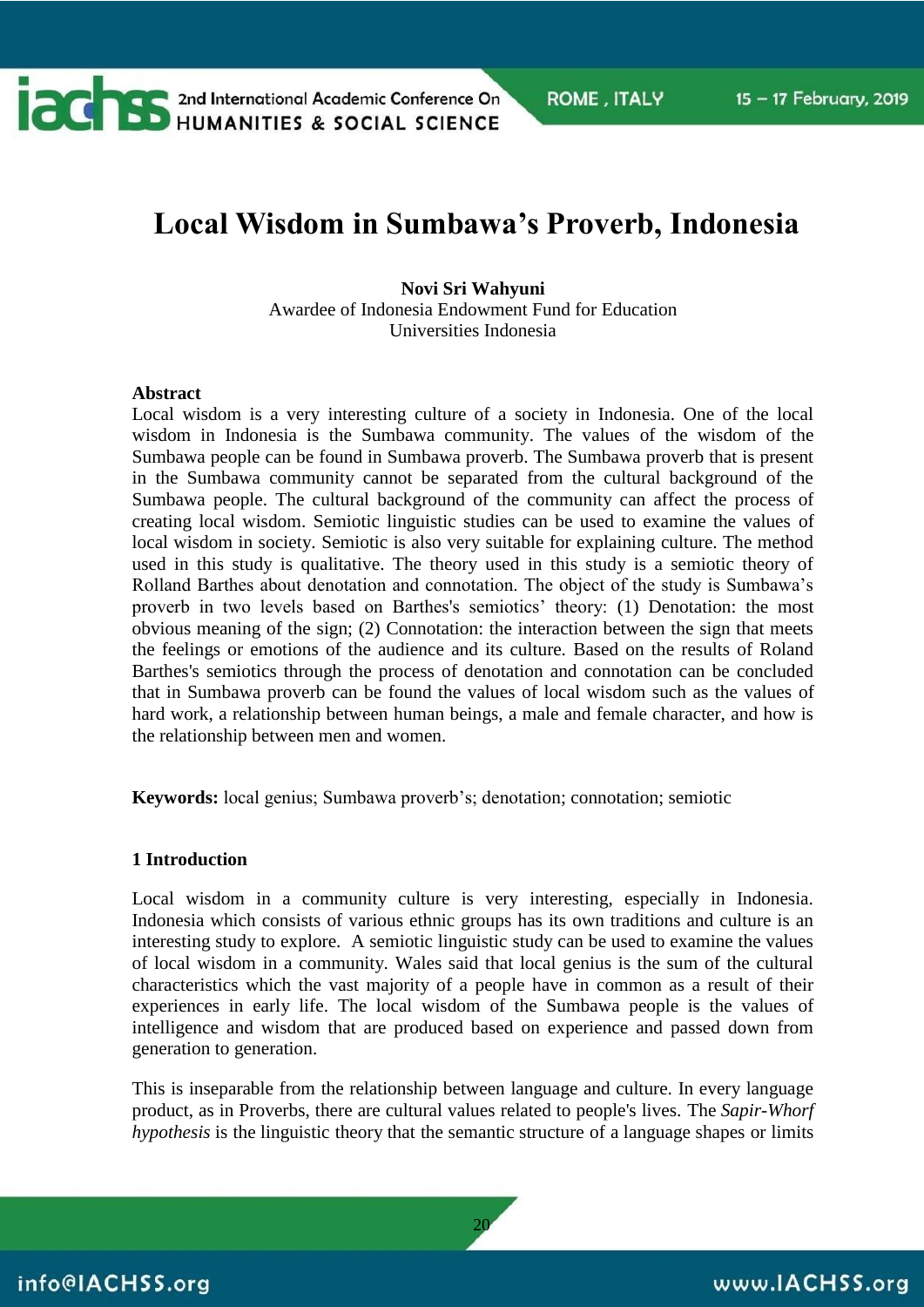# Local Wisdom in Sumbawa's Proverb, Indonesia

**Novi Sri Wahyuni**
Awardee of Indonesia Endowment Fund for Education
Universities Indonesia

**Abstract**
Local wisdom is a very interesting culture of a society in Indonesia. One of the local wisdom in Indonesia is the Sumbawa community. The values of the wisdom of the Sumbawa people can be found in Sumbawa proverb. The Sumbawa proverb that is present in the Sumbawa community cannot be separated from the cultural background of the Sumbawa people. The cultural background of the community can affect the process of creating local wisdom. Semiotic linguistic studies can be used to examine the values of local wisdom in society. Semiotic is also very suitable for explaining culture. The method used in this study is qualitative. The theory used in this study is a semiotic theory of Rolland Barthes about denotation and connotation. The object of the study is Sumbawa's proverb in two levels based on Barthes's semiotics' theory: (1) Denotation: the most obvious meaning of the sign; (2) Connotation: the interaction between the sign that meets the feelings or emotions of the audience and its culture. Based on the results of Roland Barthes's semiotics through the process of denotation and connotation can be concluded that in Sumbawa proverb can be found the values of local wisdom such as the values of hard work, a relationship between human beings, a male and female character, and how is the relationship between men and women.

**Keywords:** local genius; Sumbawa proverb's; denotation; connotation; semiotic

## 1 Introduction

Local wisdom in a community culture is very interesting, especially in Indonesia. Indonesia which consists of various ethnic groups has its own traditions and culture is an interesting study to explore. A semiotic linguistic study can be used to examine the values of local wisdom in a community. Wales said that local genius is the sum of the cultural characteristics which the vast majority of a people have in common as a result of their experiences in early life. The local wisdom of the Sumbawa people is the values of intelligence and wisdom that are produced based on experience and passed down from generation to generation.

This is inseparable from the relationship between language and culture. In every language product, as in Proverbs, there are cultural values related to people's lives. The *Sapir-Whorf hypothesis* is the linguistic theory that the semantic structure of a language shapes or limits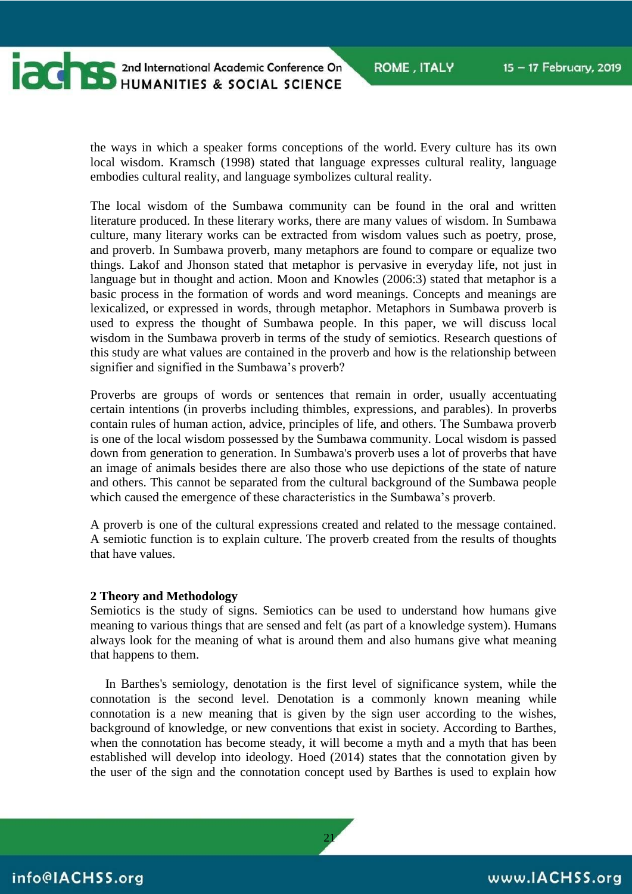the ways in which a speaker forms conceptions of the world. Every culture has its own local wisdom. Kramsch (1998) stated that language expresses cultural reality, language embodies cultural reality, and language symbolizes cultural reality.

The local wisdom of the Sumbawa community can be found in the oral and written literature produced. In these literary works, there are many values of wisdom. In Sumbawa culture, many literary works can be extracted from wisdom values such as poetry, prose, and proverb. In Sumbawa proverb, many metaphors are found to compare or equalize two things. Lakof and Jhonson stated that metaphor is pervasive in everyday life, not just in language but in thought and action. Moon and Knowles (2006:3) stated that metaphor is a basic process in the formation of words and word meanings. Concepts and meanings are lexicalized, or expressed in words, through metaphor. Metaphors in Sumbawa proverb is used to express the thought of Sumbawa people. In this paper, we will discuss local wisdom in the Sumbawa proverb in terms of the study of semiotics. Research questions of this study are what values are contained in the proverb and how is the relationship between signifier and signified in the Sumbawa's proverb?

Proverbs are groups of words or sentences that remain in order, usually accentuating certain intentions (in proverbs including thimbles, expressions, and parables). In proverbs contain rules of human action, advice, principles of life, and others. The Sumbawa proverb is one of the local wisdom possessed by the Sumbawa community. Local wisdom is passed down from generation to generation. In Sumbawa's proverb uses a lot of proverbs that have an image of animals besides there are also those who use depictions of the state of nature and others. This cannot be separated from the cultural background of the Sumbawa people which caused the emergence of these characteristics in the Sumbawa's proverb.

A proverb is one of the cultural expressions created and related to the message contained. A semiotic function is to explain culture. The proverb created from the results of thoughts that have values.

## 2 Theory and Methodology

Semiotics is the study of signs. Semiotics can be used to understand how humans give meaning to various things that are sensed and felt (as part of a knowledge system). Humans always look for the meaning of what is around them and also humans give what meaning that happens to them.

In Barthes's semiology, denotation is the first level of significance system, while the connotation is the second level. Denotation is a commonly known meaning while connotation is a new meaning that is given by the sign user according to the wishes, background of knowledge, or new conventions that exist in society. According to Barthes, when the connotation has become steady, it will become a myth and a myth that has been established will develop into ideology. Hoed (2014) states that the connotation given by the user of the sign and the connotation concept used by Barthes is used to explain how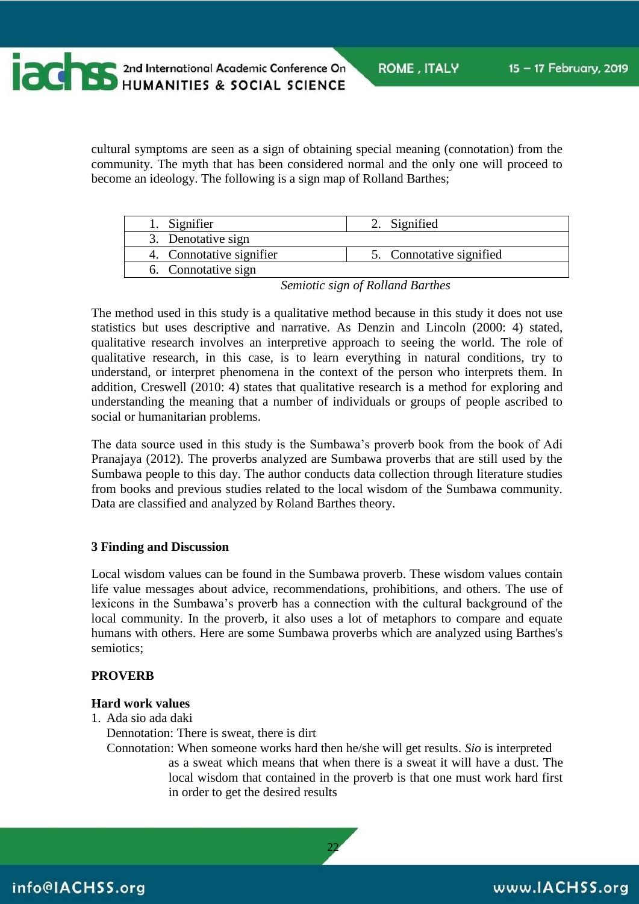cultural symptoms are seen as a sign of obtaining special meaning (connotation) from the community. The myth that has been considered normal and the only one will proceed to become an ideology. The following is a sign map of Rolland Barthes;

| 1. Signifier | 2. Signified |
|---|---|
| 3. Denotative sign | |
| 4. Connotative signifier | 5. Connotative signified |
| 6. Connotative sign | |

*Semiotic sign of Rolland Barthes*

The method used in this study is a qualitative method because in this study it does not use statistics but uses descriptive and narrative. As Denzin and Lincoln (2000: 4) stated, qualitative research involves an interpretive approach to seeing the world. The role of qualitative research, in this case, is to learn everything in natural conditions, try to understand, or interpret phenomena in the context of the person who interprets them. In addition, Creswell (2010: 4) states that qualitative research is a method for exploring and understanding the meaning that a number of individuals or groups of people ascribed to social or humanitarian problems.

The data source used in this study is the Sumbawa's proverb book from the book of Adi Pranajaya (2012). The proverbs analyzed are Sumbawa proverbs that are still used by the Sumbawa people to this day. The author conducts data collection through literature studies from books and previous studies related to the local wisdom of the Sumbawa community. Data are classified and analyzed by Roland Barthes theory.

## 3 Finding and Discussion

Local wisdom values can be found in the Sumbawa proverb. These wisdom values contain life value messages about advice, recommendations, prohibitions, and others. The use of lexicons in the Sumbawa's proverb has a connection with the cultural background of the local community. In the proverb, it also uses a lot of metaphors to compare and equate humans with others. Here are some Sumbawa proverbs which are analyzed using Barthes's semiotics;

**PROVERB**

**Hard work values**

1. Ada sio ada daki
   Dennotation: There is sweat, there is dirt
   Connotation: When someone works hard then he/she will get results. *Sio* is interpreted as a sweat which means that when there is a sweat it will have a dust. The local wisdom that contained in the proverb is that one must work hard first in order to get the desired results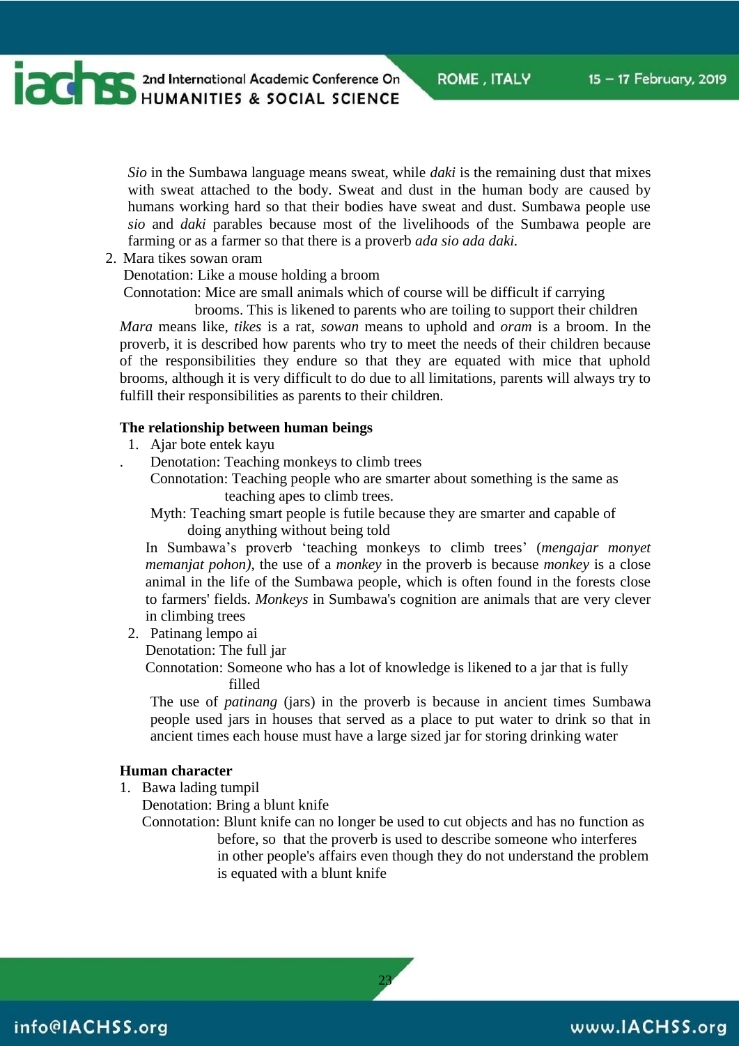*Sio* in the Sumbawa language means sweat, while *daki* is the remaining dust that mixes with sweat attached to the body. Sweat and dust in the human body are caused by humans working hard so that their bodies have sweat and dust. Sumbawa people use *sio* and *daki* parables because most of the livelihoods of the Sumbawa people are farming or as a farmer so that there is a proverb *ada sio ada daki.*

2. Mara tikes sowan oram

   Denotation: Like a mouse holding a broom

   Connotation: Mice are small animals which of course will be difficult if carrying brooms. This is likened to parents who are toiling to support their children

*Mara* means like, *tikes* is a rat, *sowan* means to uphold and *oram* is a broom. In the proverb, it is described how parents who try to meet the needs of their children because of the responsibilities they endure so that they are equated with mice that uphold brooms, although it is very difficult to do due to all limitations, parents will always try to fulfill their responsibilities as parents to their children.

**The relationship between human beings**

1. Ajar bote entek kayu

   Denotation: Teaching monkeys to climb trees

   Connotation: Teaching people who are smarter about something is the same as teaching apes to climb trees.

   Myth: Teaching smart people is futile because they are smarter and capable of doing anything without being told

   In Sumbawa's proverb 'teaching monkeys to climb trees' (*mengajar monyet memanjat pohon)*, the use of a *monkey* in the proverb is because *monkey* is a close animal in the life of the Sumbawa people, which is often found in the forests close to farmers' fields. *Monkeys* in Sumbawa's cognition are animals that are very clever in climbing trees

2. Patinang lempo ai

   Denotation: The full jar

   Connotation: Someone who has a lot of knowledge is likened to a jar that is fully filled

   The use of *patinang* (jars) in the proverb is because in ancient times Sumbawa people used jars in houses that served as a place to put water to drink so that in ancient times each house must have a large sized jar for storing drinking water

**Human character**

1. Bawa lading tumpil

   Denotation: Bring a blunt knife

   Connotation: Blunt knife can no longer be used to cut objects and has no function as before, so that the proverb is used to describe someone who interferes in other people's affairs even though they do not understand the problem is equated with a blunt knife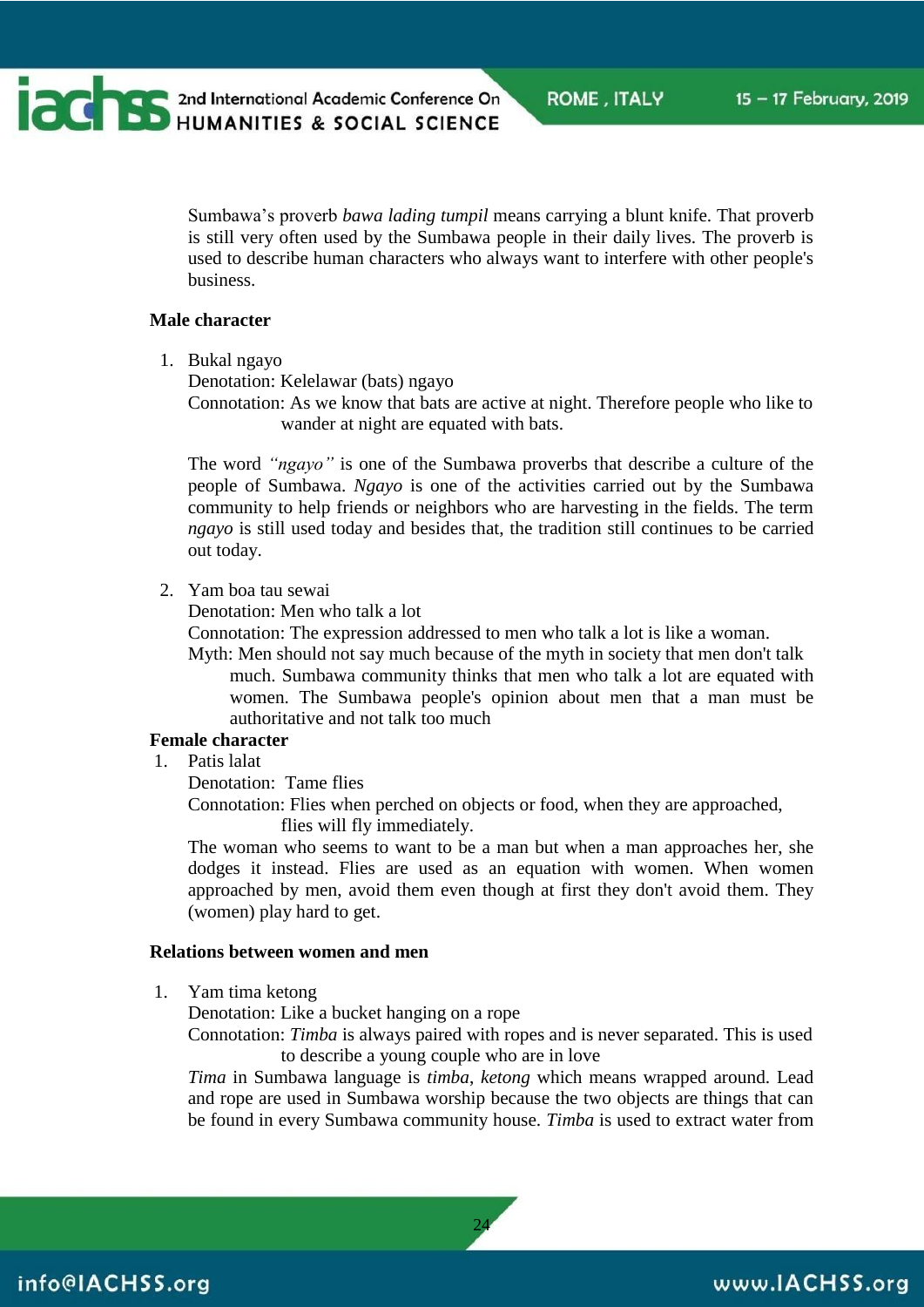Sumbawa's proverb *bawa lading tumpil* means carrying a blunt knife. That proverb is still very often used by the Sumbawa people in their daily lives. The proverb is used to describe human characters who always want to interfere with other people's business.

**Male character**

1. Bukal ngayo

   Denotation: Kelelawar (bats) ngayo

   Connotation: As we know that bats are active at night. Therefore people who like to wander at night are equated with bats.

   The word *"ngayo"* is one of the Sumbawa proverbs that describe a culture of the people of Sumbawa. *Ngayo* is one of the activities carried out by the Sumbawa community to help friends or neighbors who are harvesting in the fields. The term *ngayo* is still used today and besides that, the tradition still continues to be carried out today.

2. Yam boa tau sewai

   Denotation: Men who talk a lot

   Connotation: The expression addressed to men who talk a lot is like a woman.

   Myth: Men should not say much because of the myth in society that men don't talk much. Sumbawa community thinks that men who talk a lot are equated with women. The Sumbawa people's opinion about men that a man must be authoritative and not talk too much

**Female character**

1. Patis lalat

   Denotation: Tame flies

   Connotation: Flies when perched on objects or food, when they are approached, flies will fly immediately.

   The woman who seems to want to be a man but when a man approaches her, she dodges it instead. Flies are used as an equation with women. When women approached by men, avoid them even though at first they don't avoid them. They (women) play hard to get.

**Relations between women and men**

1. Yam tima ketong

   Denotation: Like a bucket hanging on a rope

   Connotation: *Timba* is always paired with ropes and is never separated. This is used to describe a young couple who are in love

   *Tima* in Sumbawa language is *timba*, *ketong* which means wrapped around. Lead and rope are used in Sumbawa worship because the two objects are things that can be found in every Sumbawa community house. *Timba* is used to extract water from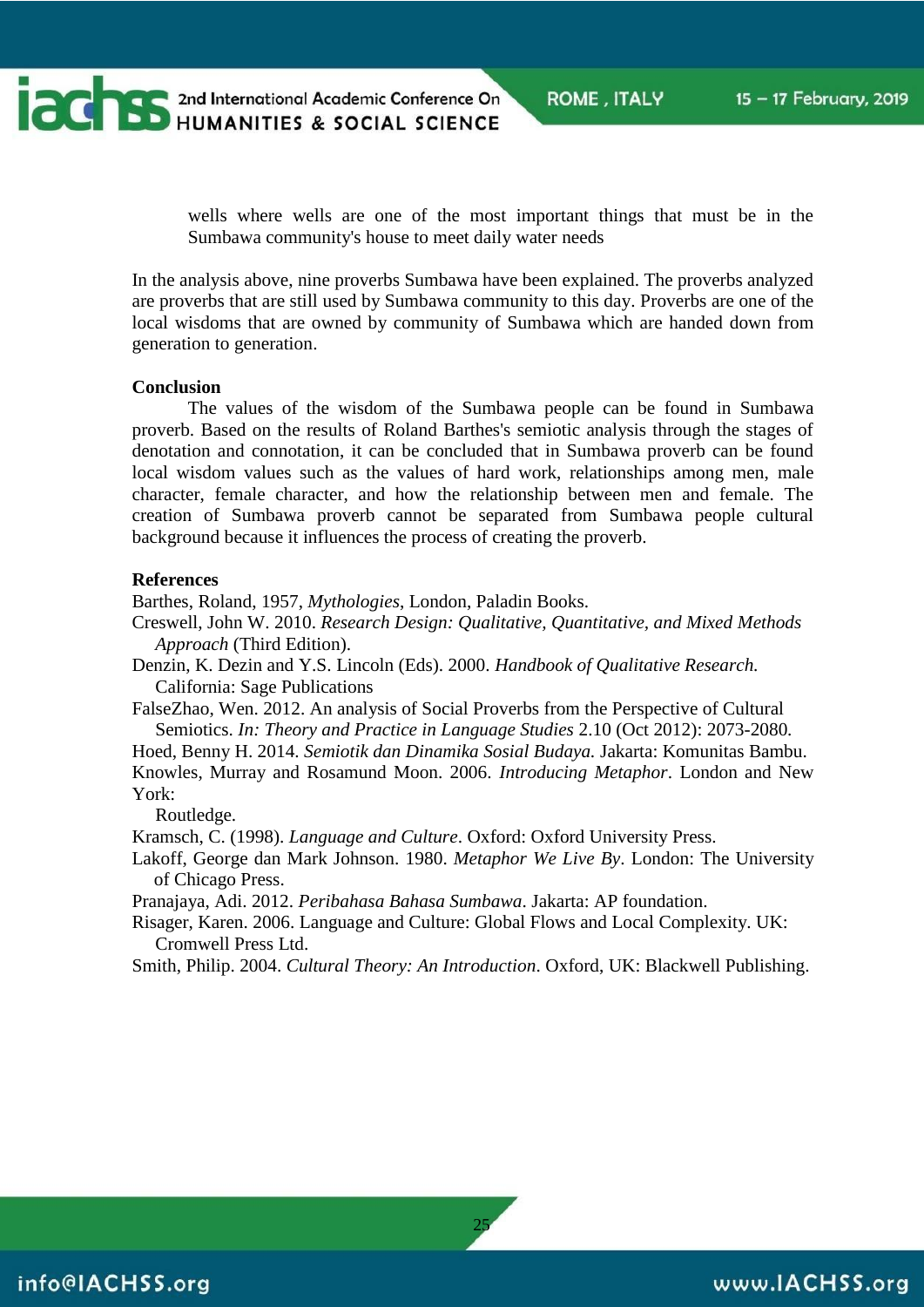wells where wells are one of the most important things that must be in the Sumbawa community's house to meet daily water needs

In the analysis above, nine proverbs Sumbawa have been explained. The proverbs analyzed are proverbs that are still used by Sumbawa community to this day. Proverbs are one of the local wisdoms that are owned by community of Sumbawa which are handed down from generation to generation.

## Conclusion

The values of the wisdom of the Sumbawa people can be found in Sumbawa proverb. Based on the results of Roland Barthes's semiotic analysis through the stages of denotation and connotation, it can be concluded that in Sumbawa proverb can be found local wisdom values such as the values of hard work, relationships among men, male character, female character, and how the relationship between men and female. The creation of Sumbawa proverb cannot be separated from Sumbawa people cultural background because it influences the process of creating the proverb.

## References

Barthes, Roland, 1957, *Mythologies*, London, Paladin Books.

Creswell, John W. 2010. *Research Design: Qualitative, Quantitative, and Mixed Methods Approach* (Third Edition).

Denzin, K. Dezin and Y.S. Lincoln (Eds). 2000. *Handbook of Qualitative Research.* California: Sage Publications

FalseZhao, Wen. 2012. An analysis of Social Proverbs from the Perspective of Cultural Semiotics. *In: Theory and Practice in Language Studies* 2.10 (Oct 2012): 2073-2080.

Hoed, Benny H. 2014. *Semiotik dan Dinamika Sosial Budaya.* Jakarta: Komunitas Bambu.

Knowles, Murray and Rosamund Moon. 2006. *Introducing Metaphor*. London and New York: Routledge.

Kramsch, C. (1998). *Language and Culture*. Oxford: Oxford University Press.

Lakoff, George dan Mark Johnson. 1980. *Metaphor We Live By*. London: The University of Chicago Press.

Pranajaya, Adi. 2012. *Peribahasa Bahasa Sumbawa*. Jakarta: AP foundation.

Risager, Karen. 2006. Language and Culture: Global Flows and Local Complexity. UK: Cromwell Press Ltd.

Smith, Philip. 2004. *Cultural Theory: An Introduction*. Oxford, UK: Blackwell Publishing.